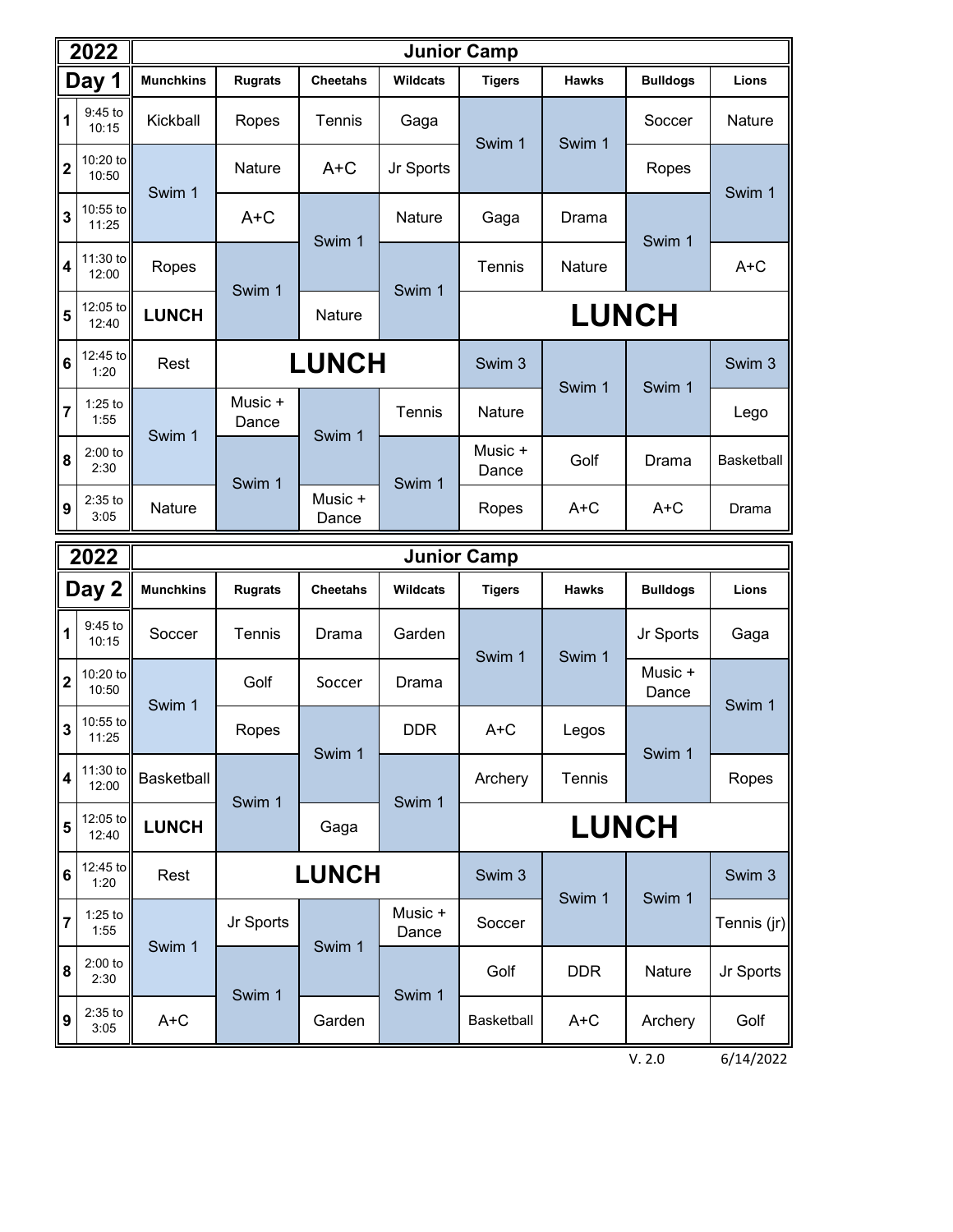## 2022 — Junior Camp

### Day 1

| # | Time | Munchkins | Rugrats | Cheetahs | Wildcats | Tigers | Hawks | Bulldogs | Lions |
|---|---|---|---|---|---|---|---|---|---|
| 1 | 9:45 to 10:15 | Kickball | Ropes | Tennis | Gaga | Swim 1 | Swim 1 | Soccer | Nature |
| 2 | 10:20 to 10:50 | Swim 1 | Nature | A+C | Jr Sports | Swim 1 | Swim 1 | Ropes | Swim 1 |
| 3 | 10:55 to 11:25 | Swim 1 | A+C | Swim 1 | Nature | Gaga | Drama | Swim 1 | Swim 1 |
| 4 | 11:30 to 12:00 | Ropes | Swim 1 | Swim 1 | Swim 1 | Tennis | Nature | Swim 1 | A+C |
| 5 | 12:05 to 12:40 | **LUNCH** | Swim 1 | Nature | Swim 1 | **LUNCH** | **LUNCH** | **LUNCH** | **LUNCH** |
| 6 | 12:45 to 1:20 | Rest | **LUNCH** | **LUNCH** | **LUNCH** | Swim 3 | Swim 1 | Swim 1 | Swim 3 |
| 7 | 1:25 to 1:55 | Swim 1 | Music + Dance | Swim 1 | Tennis | Nature | Swim 1 | Swim 1 | Lego |
| 8 | 2:00 to 2:30 | Swim 1 | Swim 1 | Swim 1 | Swim 1 | Music + Dance | Golf | Drama | Basketball |
| 9 | 2:35 to 3:05 | Nature | Swim 1 | Music + Dance | Swim 1 | Ropes | A+C | A+C | Drama |

## 2022 — Junior Camp

### Day 2

| # | Time | Munchkins | Rugrats | Cheetahs | Wildcats | Tigers | Hawks | Bulldogs | Lions |
|---|---|---|---|---|---|---|---|---|---|
| 1 | 9:45 to 10:15 | Soccer | Tennis | Drama | Garden | Swim 1 | Swim 1 | Jr Sports | Gaga |
| 2 | 10:20 to 10:50 | Swim 1 | Golf | Soccer | Drama | Swim 1 | Swim 1 | Music + Dance | Swim 1 |
| 3 | 10:55 to 11:25 | Swim 1 | Ropes | Swim 1 | DDR | A+C | Legos | Swim 1 | Swim 1 |
| 4 | 11:30 to 12:00 | Basketball | Swim 1 | Swim 1 | Swim 1 | Archery | Tennis | Swim 1 | Ropes |
| 5 | 12:05 to 12:40 | **LUNCH** | Swim 1 | Gaga | Swim 1 | **LUNCH** | **LUNCH** | **LUNCH** | **LUNCH** |
| 6 | 12:45 to 1:20 | Rest | **LUNCH** | **LUNCH** | **LUNCH** | Swim 3 | Swim 1 | Swim 1 | Swim 3 |
| 7 | 1:25 to 1:55 | Swim 1 | Jr Sports | Swim 1 | Music + Dance | Soccer | Swim 1 | Swim 1 | Tennis (jr) |
| 8 | 2:00 to 2:30 | Swim 1 | Swim 1 | Swim 1 | Swim 1 | Golf | DDR | Nature | Jr Sports |
| 9 | 2:35 to 3:05 | A+C | Swim 1 | Garden | Swim 1 | Basketball | A+C | Archery | Golf |

V. 2.0 6/14/2022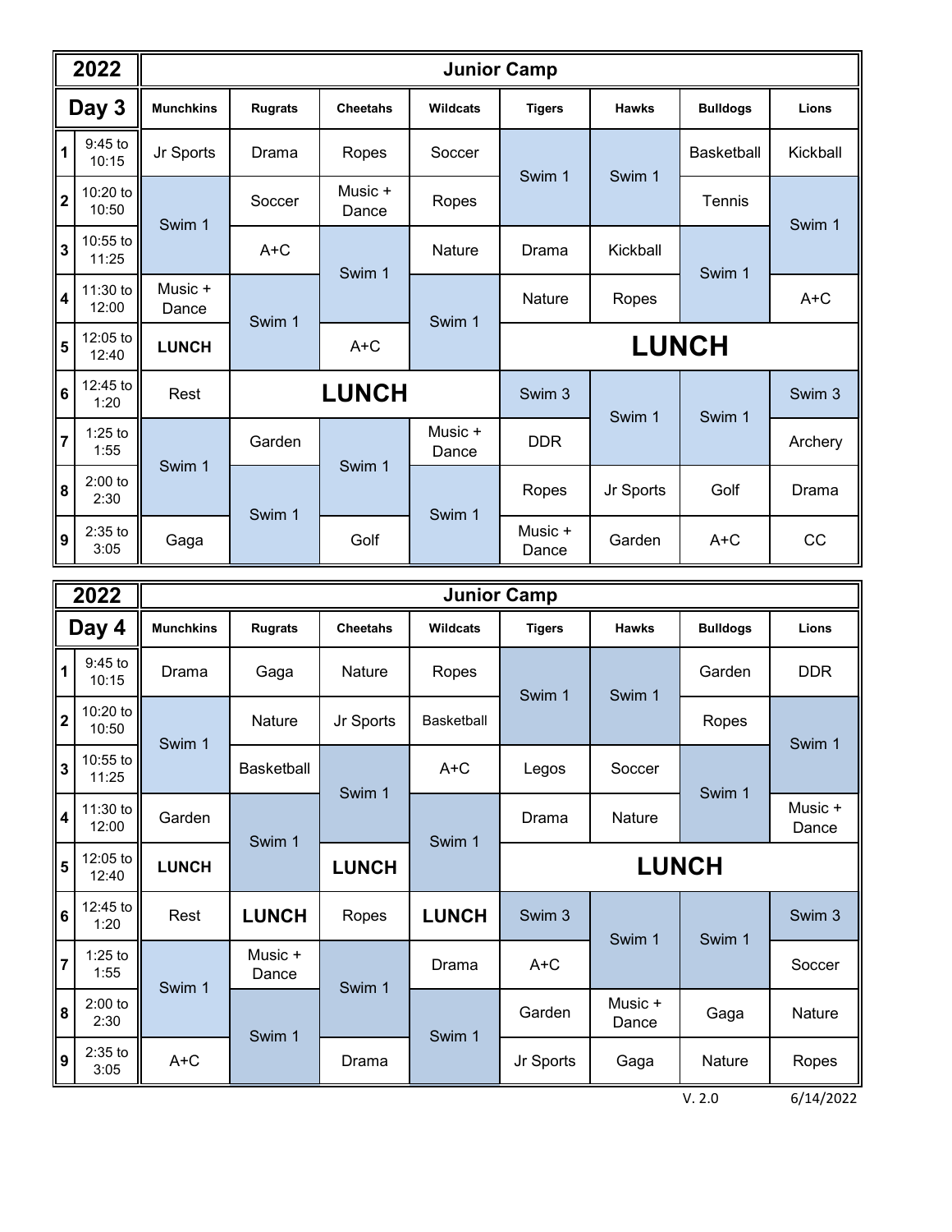## 2022 Junior Camp — Day 3

| # | Time | Munchkins | Rugrats | Cheetahs | Wildcats | Tigers | Hawks | Bulldogs | Lions |
|---|---|---|---|---|---|---|---|---|---|
| 1 | 9:45 to 10:15 | Jr Sports | Drama | Ropes | Soccer | Swim 1 | Swim 1 | Basketball | Kickball |
| 2 | 10:20 to 10:50 | Swim 1 | Soccer | Music + Dance | Ropes | Swim 1 | Swim 1 | Tennis | Swim 1 |
| 3 | 10:55 to 11:25 | Swim 1 | A+C | Swim 1 | Nature | Drama | Kickball | Swim 1 | Swim 1 |
| 4 | 11:30 to 12:00 | Music + Dance | Swim 1 | Swim 1 | Swim 1 | Nature | Ropes | Swim 1 | A+C |
| 5 | 12:05 to 12:40 | LUNCH | Swim 1 | A+C | Swim 1 | LUNCH | LUNCH | LUNCH | LUNCH |
| 6 | 12:45 to 1:20 | Rest | LUNCH | LUNCH | LUNCH | Swim 3 | Swim 1 | Swim 1 | Swim 3 |
| 7 | 1:25 to 1:55 | Swim 1 | Garden | Swim 1 | Music + Dance | DDR | Swim 1 | Swim 1 | Archery |
| 8 | 2:00 to 2:30 | Swim 1 | Swim 1 | Swim 1 | Swim 1 | Ropes | Jr Sports | Golf | Drama |
| 9 | 2:35 to 3:05 | Gaga | Swim 1 | Golf | Swim 1 | Music + Dance | Garden | A+C | CC |

## 2022 Junior Camp — Day 4

| # | Time | Munchkins | Rugrats | Cheetahs | Wildcats | Tigers | Hawks | Bulldogs | Lions |
|---|---|---|---|---|---|---|---|---|---|
| 1 | 9:45 to 10:15 | Drama | Gaga | Nature | Ropes | Swim 1 | Swim 1 | Garden | DDR |
| 2 | 10:20 to 10:50 | Swim 1 | Nature | Jr Sports | Basketball | Swim 1 | Swim 1 | Ropes | Swim 1 |
| 3 | 10:55 to 11:25 | Swim 1 | Basketball | Swim 1 | A+C | Legos | Soccer | Swim 1 | Swim 1 |
| 4 | 11:30 to 12:00 | Garden | Swim 1 | Swim 1 | Swim 1 | Drama | Nature | Swim 1 | Music + Dance |
| 5 | 12:05 to 12:40 | LUNCH | Swim 1 | LUNCH | Swim 1 | LUNCH | LUNCH | LUNCH | LUNCH |
| 6 | 12:45 to 1:20 | Rest | LUNCH | Ropes | LUNCH | Swim 3 | Swim 1 | Swim 1 | Swim 3 |
| 7 | 1:25 to 1:55 | Swim 1 | Music + Dance | Swim 1 | Drama | A+C | Swim 1 | Swim 1 | Soccer |
| 8 | 2:00 to 2:30 | Swim 1 | Swim 1 | Swim 1 | Swim 1 | Garden | Music + Dance | Gaga | Nature |
| 9 | 2:35 to 3:05 | A+C | Swim 1 | Drama | Swim 1 | Jr Sports | Gaga | Nature | Ropes |

V. 2.0 6/14/2022